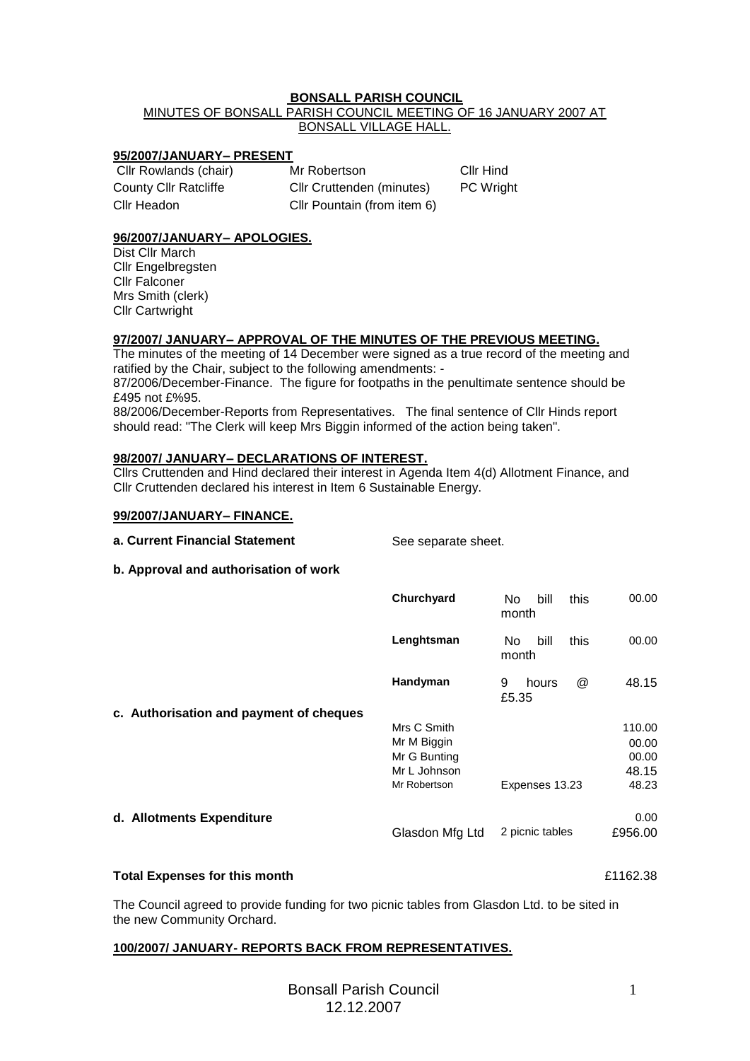**BONSALL PARISH COUNCIL**

MINUTES OF BONSALL PARISH COUNCIL MEETING OF 16 JANUARY 2007 AT BONSALL VILLAGE HALL.

**95/2007/JANUARY– PRESENT**

| | | |
|---|---|---|
| Cllr Rowlands (chair) | Mr Robertson | Cllr Hind |
| County Cllr Ratcliffe | Cllr Cruttenden (minutes) | PC Wright |
| Cllr Headon | Cllr Pountain (from item 6) | |

**96/2007/JANUARY– APOLOGIES.**

Dist Cllr March
Cllr Engelbregsten
Cllr Falconer
Mrs Smith (clerk)
Cllr Cartwright

**97/2007/ JANUARY– APPROVAL OF THE MINUTES OF THE PREVIOUS MEETING.**

The minutes of the meeting of 14 December were signed as a true record of the meeting and ratified by the Chair, subject to the following amendments: -

87/2006/December-Finance. The figure for footpaths in the penultimate sentence should be £495 not £%95.

88/2006/December-Reports from Representatives. The final sentence of Cllr Hinds report should read: "The Clerk will keep Mrs Biggin informed of the action being taken".

**98/2007/ JANUARY– DECLARATIONS OF INTEREST.**

Cllrs Cruttenden and Hind declared their interest in Agenda Item 4(d) Allotment Finance, and Cllr Cruttenden declared his interest in Item 6 Sustainable Energy.

**99/2007/JANUARY– FINANCE.**

**a. Current Financial Statement** See separate sheet.

**b. Approval and authorisation of work**

| | | | |
|---|---|---|---|
| | **Churchyard** | No bill this month | 00.00 |
| | **Lenghtsman** | No bill this month | 00.00 |
| | **Handyman** | 9 hours @ £5.35 | 48.15 |
| **c. Authorisation and payment of cheques** | | | |
| | Mrs C Smith | | 110.00 |
| | Mr M Biggin | | 00.00 |
| | Mr G Bunting | | 00.00 |
| | Mr L Johnson | | 48.15 |
| | Mr Robertson | Expenses 13.23 | 48.23 |
| **d. Allotments Expenditure** | | | 0.00 |
| | Glasdon Mfg Ltd | 2 picnic tables | £956.00 |

**Total Expenses for this month** £1162.38

The Council agreed to provide funding for two picnic tables from Glasdon Ltd. to be sited in the new Community Orchard.

**100/2007/ JANUARY- REPORTS BACK FROM REPRESENTATIVES.**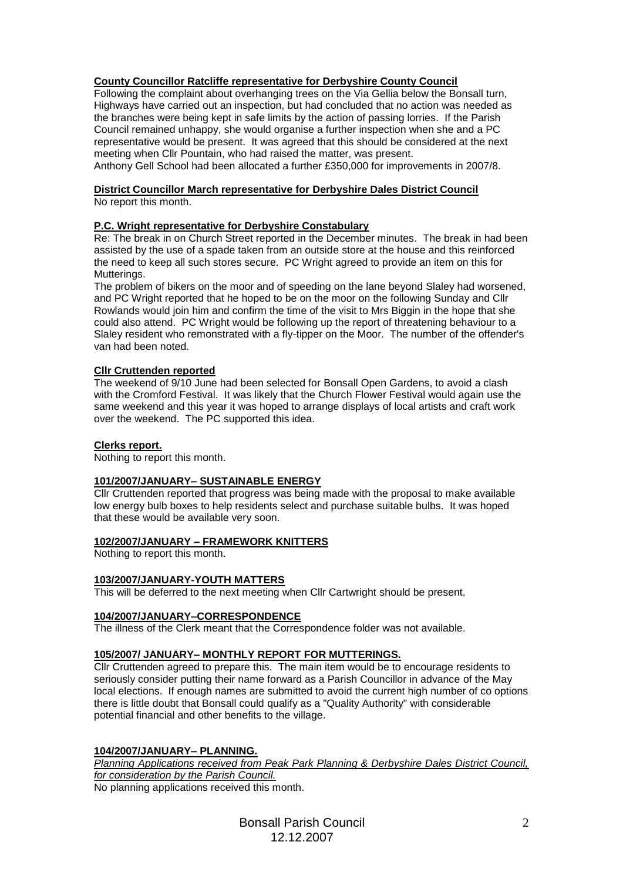**County Councillor Ratcliffe representative for Derbyshire County Council**

Following the complaint about overhanging trees on the Via Gellia below the Bonsall turn, Highways have carried out an inspection, but had concluded that no action was needed as the branches were being kept in safe limits by the action of passing lorries. If the Parish Council remained unhappy, she would organise a further inspection when she and a PC representative would be present. It was agreed that this should be considered at the next meeting when Cllr Pountain, who had raised the matter, was present.

Anthony Gell School had been allocated a further £350,000 for improvements in 2007/8.

**District Councillor March representative for Derbyshire Dales District Council**

No report this month.

**P.C. Wright representative for Derbyshire Constabulary**

Re: The break in on Church Street reported in the December minutes. The break in had been assisted by the use of a spade taken from an outside store at the house and this reinforced the need to keep all such stores secure. PC Wright agreed to provide an item on this for Mutterings.

The problem of bikers on the moor and of speeding on the lane beyond Slaley had worsened, and PC Wright reported that he hoped to be on the moor on the following Sunday and Cllr Rowlands would join him and confirm the time of the visit to Mrs Biggin in the hope that she could also attend. PC Wright would be following up the report of threatening behaviour to a Slaley resident who remonstrated with a fly-tipper on the Moor. The number of the offender's van had been noted.

**Cllr Cruttenden reported**

The weekend of 9/10 June had been selected for Bonsall Open Gardens, to avoid a clash with the Cromford Festival. It was likely that the Church Flower Festival would again use the same weekend and this year it was hoped to arrange displays of local artists and craft work over the weekend. The PC supported this idea.

**Clerks report.**

Nothing to report this month.

**101/2007/JANUARY– SUSTAINABLE ENERGY**

Cllr Cruttenden reported that progress was being made with the proposal to make available low energy bulb boxes to help residents select and purchase suitable bulbs. It was hoped that these would be available very soon.

**102/2007/JANUARY – FRAMEWORK KNITTERS**

Nothing to report this month.

**103/2007/JANUARY-YOUTH MATTERS**

This will be deferred to the next meeting when Cllr Cartwright should be present.

**104/2007/JANUARY–CORRESPONDENCE**

The illness of the Clerk meant that the Correspondence folder was not available.

**105/2007/ JANUARY– MONTHLY REPORT FOR MUTTERINGS.**

Cllr Cruttenden agreed to prepare this. The main item would be to encourage residents to seriously consider putting their name forward as a Parish Councillor in advance of the May local elections. If enough names are submitted to avoid the current high number of co options there is little doubt that Bonsall could qualify as a "Quality Authority" with considerable potential financial and other benefits to the village.

**104/2007/JANUARY– PLANNING.**

*Planning Applications received from Peak Park Planning & Derbyshire Dales District Council, for consideration by the Parish Council.*

No planning applications received this month.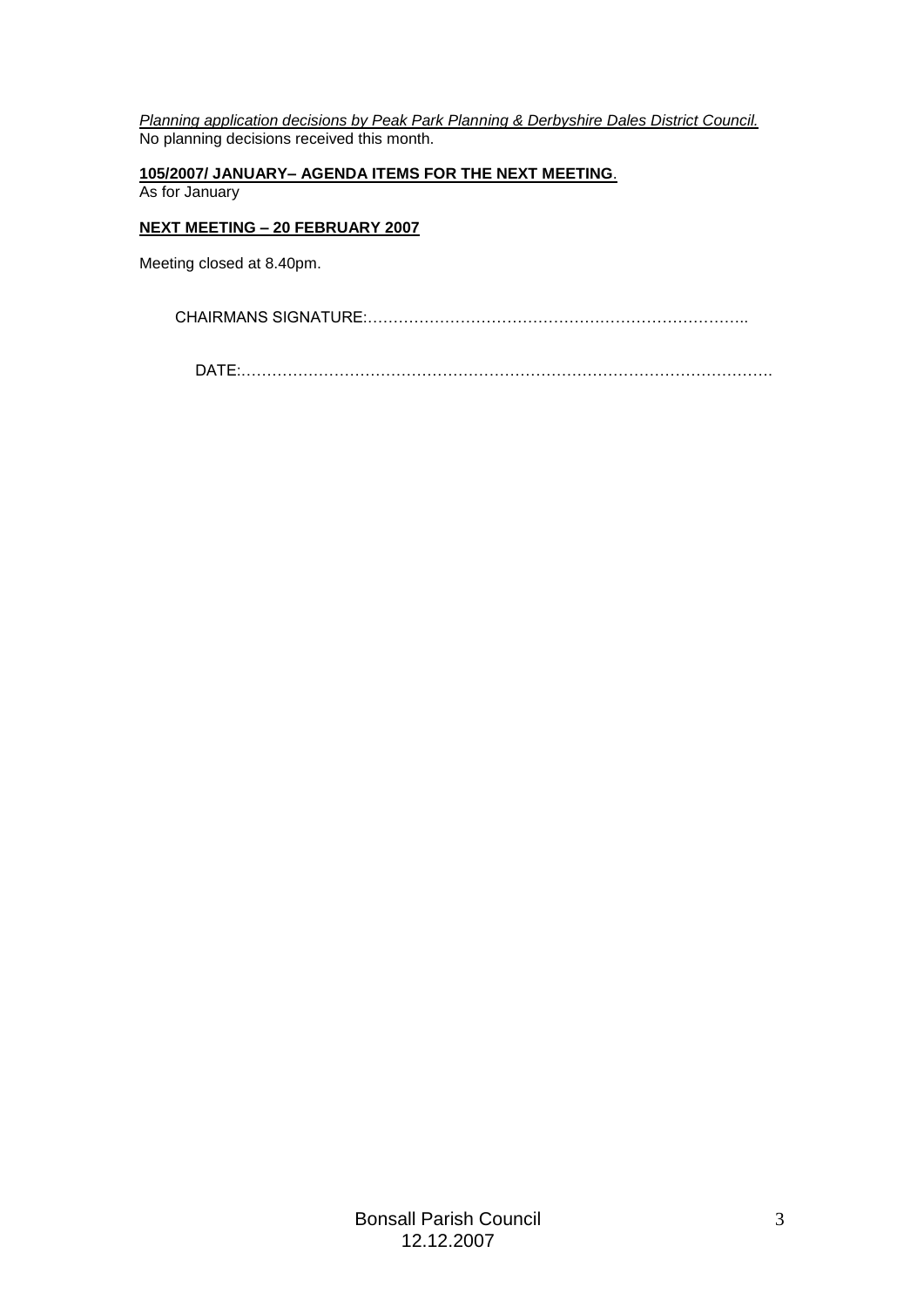*Planning application decisions by Peak Park Planning & Derbyshire Dales District Council.*
No planning decisions received this month.

**105/2007/ JANUARY– AGENDA ITEMS FOR THE NEXT MEETING**.
As for January

**NEXT MEETING – 20 FEBRUARY 2007**

Meeting closed at 8.40pm.

CHAIRMANS SIGNATURE:…………………………………………………………………..

DATE:……………………………………………………………………………………….